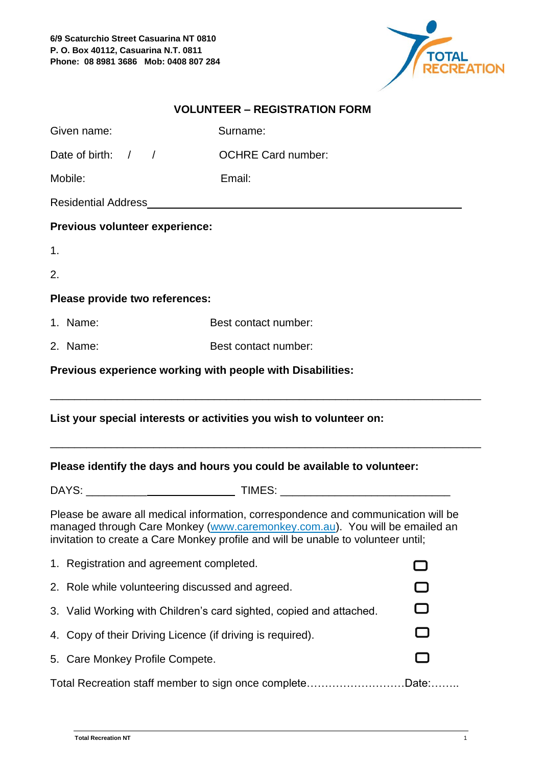**6/9 Scaturchio Street Casuarina NT 0810**
**P. O. Box 40112, Casuarina N.T. 0811**
**Phone: 08 8981 3686 Mob: 0408 807 284**

TOTAL RECREATION

## VOLUNTEER – REGISTRATION FORM

Given name: Surname:

Date of birth: / / OCHRE Card number:

Mobile: Email:

Residential Address\_\_\_\_\_\_\_\_\_\_\_\_\_\_\_\_\_\_\_\_\_\_\_\_\_\_\_\_\_\_\_\_\_\_\_\_\_\_\_\_\_\_\_\_\_\_\_\_\_\_

**Previous volunteer experience:**

1.

2.

**Please provide two references:**

1. Name: Best contact number:
2. Name: Best contact number:

**Previous experience working with people with Disabilities:**

\_\_\_\_\_\_\_\_\_\_\_\_\_\_\_\_\_\_\_\_\_\_\_\_\_\_\_\_\_\_\_\_\_\_\_\_\_\_\_\_\_\_\_\_\_\_\_\_\_\_\_\_\_\_\_\_\_\_\_\_\_\_\_\_\_\_\_\_\_\_

**List your special interests or activities you wish to volunteer on:**

\_\_\_\_\_\_\_\_\_\_\_\_\_\_\_\_\_\_\_\_\_\_\_\_\_\_\_\_\_\_\_\_\_\_\_\_\_\_\_\_\_\_\_\_\_\_\_\_\_\_\_\_\_\_\_\_\_\_\_\_\_\_\_\_\_\_\_\_\_\_

**Please identify the days and hours you could be available to volunteer:**

DAYS: \_\_\_\_\_\_\_\_\_\_\_\_\_\_\_\_\_\_\_\_\_\_\_\_\_\_ TIMES: \_\_\_\_\_\_\_\_\_\_\_\_\_\_\_\_\_\_\_\_\_\_\_\_\_\_\_\_

Please be aware all medical information, correspondence and communication will be managed through Care Monkey (www.caremonkey.com.au). You will be emailed an invitation to create a Care Monkey profile and will be unable to volunteer until;

1. Registration and agreement completed. ☐
2. Role while volunteering discussed and agreed. ☐
3. Valid Working with Children's card sighted, copied and attached. ☐
4. Copy of their Driving Licence (if driving is required). ☐
5. Care Monkey Profile Compete. ☐

Total Recreation staff member to sign once complete………………………Date:……..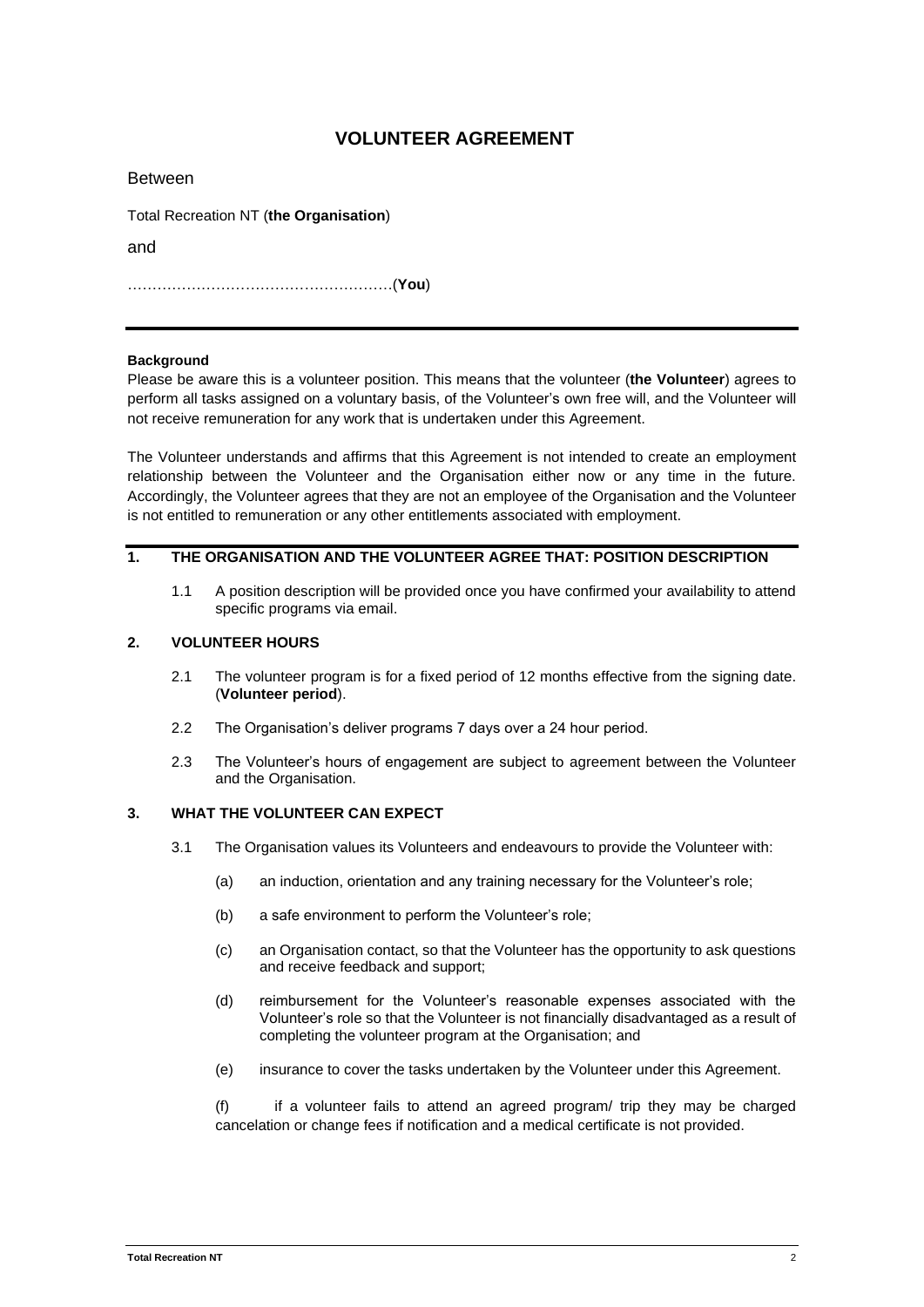# VOLUNTEER AGREEMENT

Between

Total Recreation NT (**the Organisation**)

and

………………………………………………(**You**)

---

**Background**

Please be aware this is a volunteer position. This means that the volunteer (**the Volunteer**) agrees to perform all tasks assigned on a voluntary basis, of the Volunteer's own free will, and the Volunteer will not receive remuneration for any work that is undertaken under this Agreement.

The Volunteer understands and affirms that this Agreement is not intended to create an employment relationship between the Volunteer and the Organisation either now or any time in the future. Accordingly, the Volunteer agrees that they are not an employee of the Organisation and the Volunteer is not entitled to remuneration or any other entitlements associated with employment.

## 1. THE ORGANISATION AND THE VOLUNTEER AGREE THAT: POSITION DESCRIPTION

1.1 A position description will be provided once you have confirmed your availability to attend specific programs via email.

## 2. VOLUNTEER HOURS

2.1 The volunteer program is for a fixed period of 12 months effective from the signing date. (**Volunteer period**).

2.2 The Organisation's deliver programs 7 days over a 24 hour period.

2.3 The Volunteer's hours of engagement are subject to agreement between the Volunteer and the Organisation.

## 3. WHAT THE VOLUNTEER CAN EXPECT

3.1 The Organisation values its Volunteers and endeavours to provide the Volunteer with:

(a) an induction, orientation and any training necessary for the Volunteer's role;

(b) a safe environment to perform the Volunteer's role;

(c) an Organisation contact, so that the Volunteer has the opportunity to ask questions and receive feedback and support;

(d) reimbursement for the Volunteer's reasonable expenses associated with the Volunteer's role so that the Volunteer is not financially disadvantaged as a result of completing the volunteer program at the Organisation; and

(e) insurance to cover the tasks undertaken by the Volunteer under this Agreement.

(f) if a volunteer fails to attend an agreed program/ trip they may be charged cancelation or change fees if notification and a medical certificate is not provided.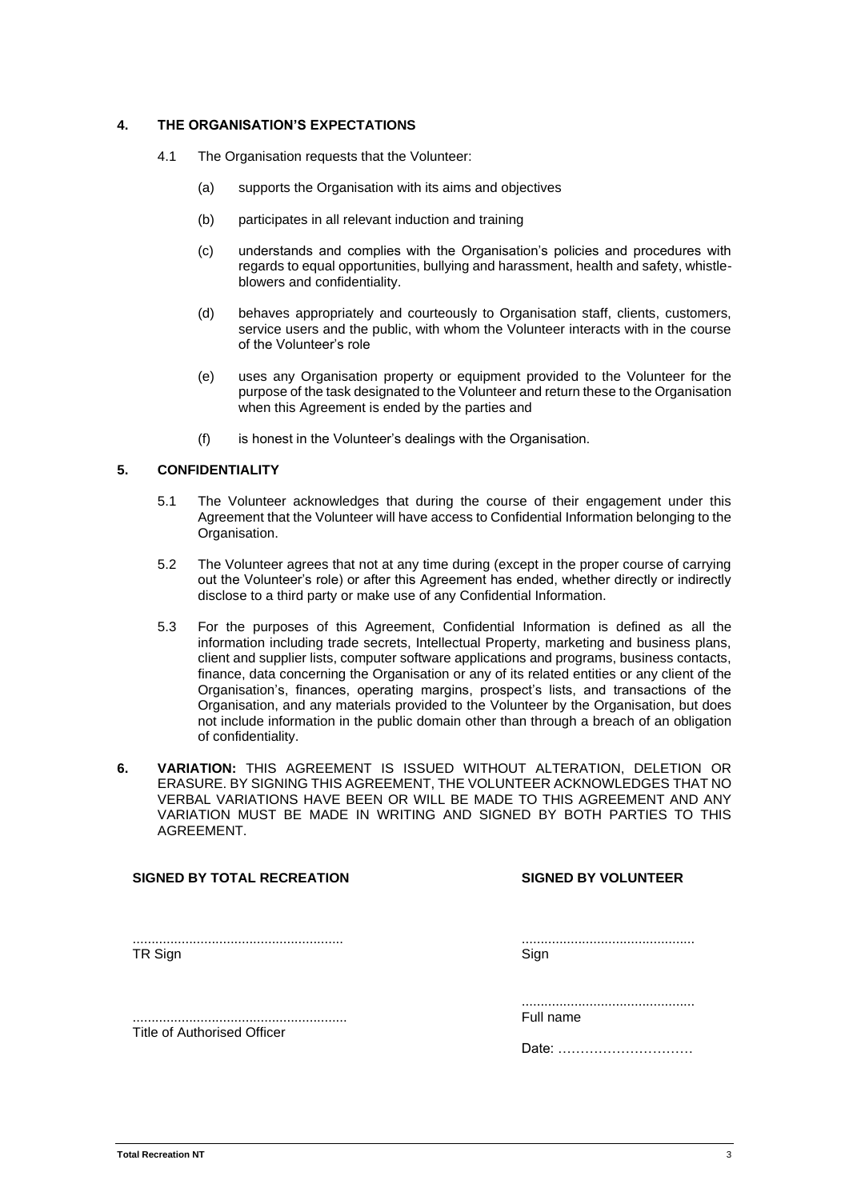## 4. THE ORGANISATION'S EXPECTATIONS

4.1 The Organisation requests that the Volunteer:

(a) supports the Organisation with its aims and objectives

(b) participates in all relevant induction and training

(c) understands and complies with the Organisation's policies and procedures with regards to equal opportunities, bullying and harassment, health and safety, whistle-blowers and confidentiality.

(d) behaves appropriately and courteously to Organisation staff, clients, customers, service users and the public, with whom the Volunteer interacts with in the course of the Volunteer's role

(e) uses any Organisation property or equipment provided to the Volunteer for the purpose of the task designated to the Volunteer and return these to the Organisation when this Agreement is ended by the parties and

(f) is honest in the Volunteer's dealings with the Organisation.

## 5. CONFIDENTIALITY

5.1 The Volunteer acknowledges that during the course of their engagement under this Agreement that the Volunteer will have access to Confidential Information belonging to the Organisation.

5.2 The Volunteer agrees that not at any time during (except in the proper course of carrying out the Volunteer's role) or after this Agreement has ended, whether directly or indirectly disclose to a third party or make use of any Confidential Information.

5.3 For the purposes of this Agreement, Confidential Information is defined as all the information including trade secrets, Intellectual Property, marketing and business plans, client and supplier lists, computer software applications and programs, business contacts, finance, data concerning the Organisation or any of its related entities or any client of the Organisation's, finances, operating margins, prospect's lists, and transactions of the Organisation, and any materials provided to the Volunteer by the Organisation, but does not include information in the public domain other than through a breach of an obligation of confidentiality.

**6. VARIATION:** THIS AGREEMENT IS ISSUED WITHOUT ALTERATION, DELETION OR ERASURE. BY SIGNING THIS AGREEMENT, THE VOLUNTEER ACKNOWLEDGES THAT NO VERBAL VARIATIONS HAVE BEEN OR WILL BE MADE TO THIS AGREEMENT AND ANY VARIATION MUST BE MADE IN WRITING AND SIGNED BY BOTH PARTIES TO THIS AGREEMENT.

**SIGNED BY TOTAL RECREATION**

........................................................
TR Sign

........................................................
Title of Authorised Officer

**SIGNED BY VOLUNTEER**

..............................................
Sign

..............................................
Full name

Date: …………………………